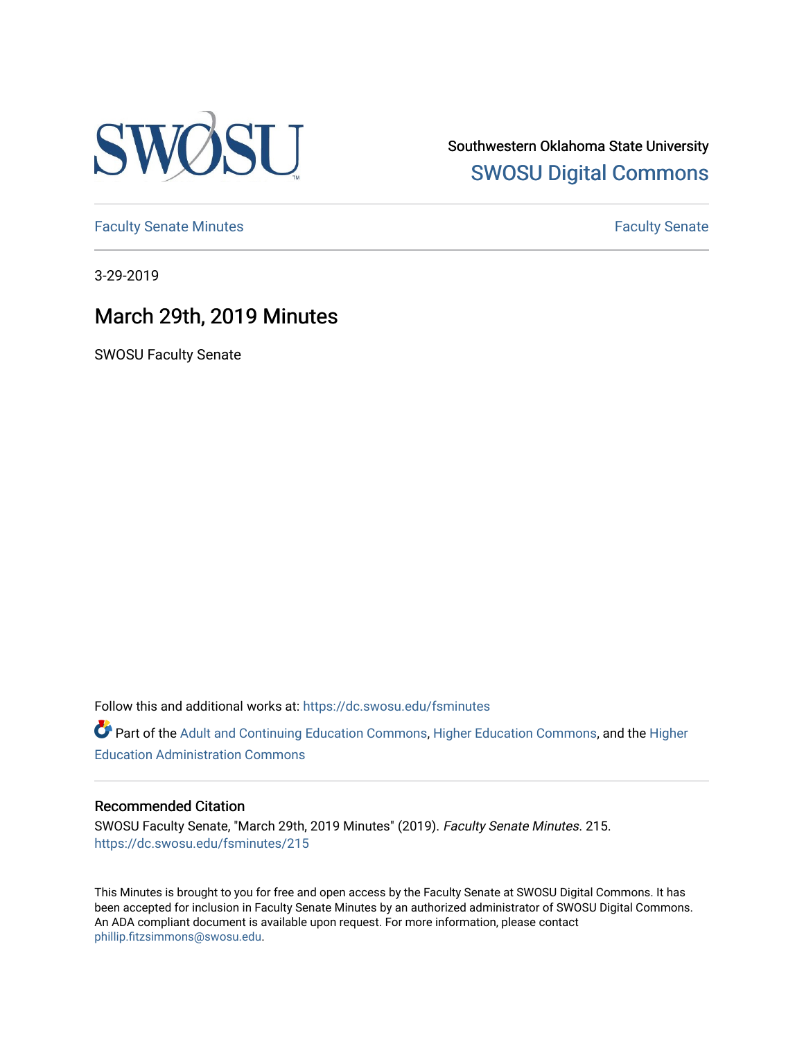Southwestern Oklahoma State University

SWOSU Digital Commons

Faculty Senate Minutes

Faculty Senate

3-29-2019

# March 29th, 2019 Minutes

SWOSU Faculty Senate

Follow this and additional works at: https://dc.swosu.edu/fsminutes

Part of the Adult and Continuing Education Commons, Higher Education Commons, and the Higher Education Administration Commons

### Recommended Citation

SWOSU Faculty Senate, "March 29th, 2019 Minutes" (2019). *Faculty Senate Minutes*. 215.
https://dc.swosu.edu/fsminutes/215

This Minutes is brought to you for free and open access by the Faculty Senate at SWOSU Digital Commons. It has been accepted for inclusion in Faculty Senate Minutes by an authorized administrator of SWOSU Digital Commons. An ADA compliant document is available upon request. For more information, please contact phillip.fitzsimmons@swosu.edu.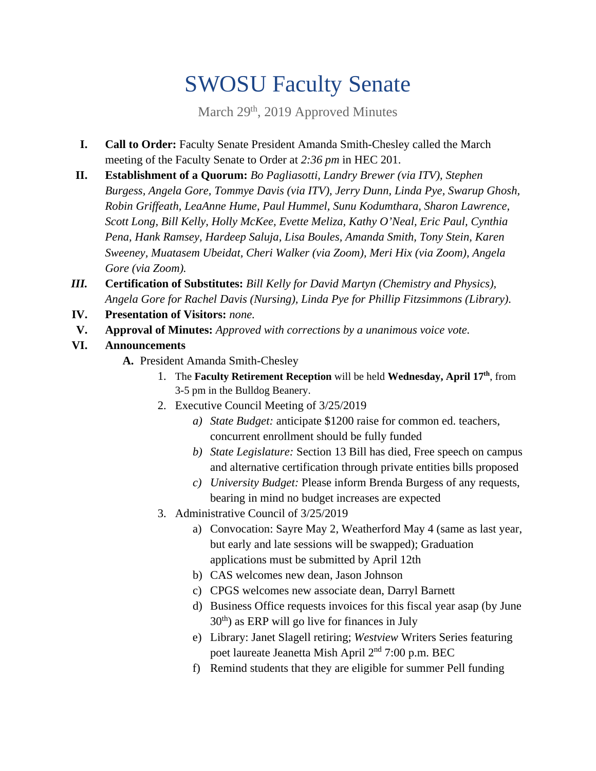# SWOSU Faculty Senate

March 29th, 2019 Approved Minutes

I. **Call to Order:** Faculty Senate President Amanda Smith-Chesley called the March meeting of the Faculty Senate to Order at *2:36 pm* in HEC 201.

II. **Establishment of a Quorum:** *Bo Pagliasotti, Landry Brewer (via ITV), Stephen Burgess, Angela Gore, Tommye Davis (via ITV), Jerry Dunn, Linda Pye, Swarup Ghosh, Robin Griffeath, LeaAnne Hume, Paul Hummel, Sunu Kodumthara, Sharon Lawrence, Scott Long, Bill Kelly, Holly McKee, Evette Meliza, Kathy O'Neal, Eric Paul, Cynthia Pena, Hank Ramsey, Hardeep Saluja, Lisa Boules, Amanda Smith, Tony Stein, Karen Sweeney, Muatasem Ubeidat, Cheri Walker (via Zoom), Meri Hix (via Zoom), Angela Gore (via Zoom).*

III. **Certification of Substitutes:** *Bill Kelly for David Martyn (Chemistry and Physics), Angela Gore for Rachel Davis (Nursing), Linda Pye for Phillip Fitzsimmons (Library).*

IV. **Presentation of Visitors:** *none.*

V. **Approval of Minutes:** *Approved with corrections by a unanimous voice vote.*

VI. **Announcements**

   A. President Amanda Smith-Chesley

      1. The **Faculty Retirement Reception** will be held **Wednesday, April 17th**, from 3-5 pm in the Bulldog Beanery.
      2. Executive Council Meeting of 3/25/2019
         a) *State Budget:* anticipate $1200 raise for common ed. teachers, concurrent enrollment should be fully funded
         b) *State Legislature:* Section 13 Bill has died, Free speech on campus and alternative certification through private entities bills proposed
         c) *University Budget:* Please inform Brenda Burgess of any requests, bearing in mind no budget increases are expected
      3. Administrative Council of 3/25/2019
         a) Convocation: Sayre May 2, Weatherford May 4 (same as last year, but early and late sessions will be swapped); Graduation applications must be submitted by April 12th
         b) CAS welcomes new dean, Jason Johnson
         c) CPGS welcomes new associate dean, Darryl Barnett
         d) Business Office requests invoices for this fiscal year asap (by June 30th) as ERP will go live for finances in July
         e) Library: Janet Slagell retiring; *Westview* Writers Series featuring poet laureate Jeanetta Mish April 2nd 7:00 p.m. BEC
         f) Remind students that they are eligible for summer Pell funding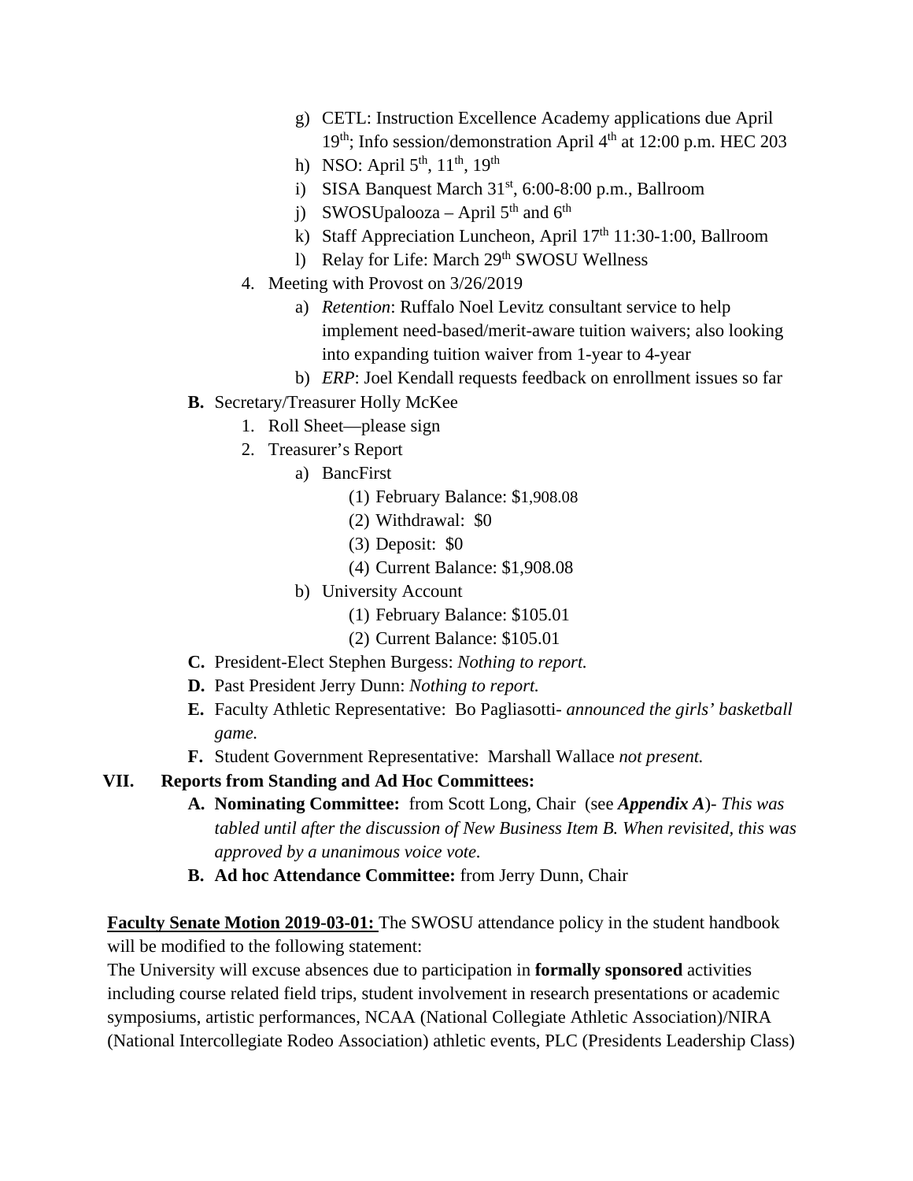g) CETL: Instruction Excellence Academy applications due April 19th; Info session/demonstration April 4th at 12:00 p.m. HEC 203
   h) NSO: April 5th, 11th, 19th
   i) SISA Banquest March 31st, 6:00-8:00 p.m., Ballroom
   j) SWOSUpalooza – April 5th and 6th
   k) Staff Appreciation Luncheon, April 17th 11:30-1:00, Ballroom
   l) Relay for Life: March 29th SWOSU Wellness

4. Meeting with Provost on 3/26/2019
   a) *Retention*: Ruffalo Noel Levitz consultant service to help implement need-based/merit-aware tuition waivers; also looking into expanding tuition waiver from 1-year to 4-year
   b) *ERP*: Joel Kendall requests feedback on enrollment issues so far

**B.** Secretary/Treasurer Holly McKee
1. Roll Sheet—please sign
2. Treasurer's Report
   a) BancFirst
      (1) February Balance: $1,908.08
      (2) Withdrawal: $0
      (3) Deposit: $0
      (4) Current Balance: $1,908.08
   b) University Account
      (1) February Balance: $105.01
      (2) Current Balance: $105.01

**C.** President-Elect Stephen Burgess: *Nothing to report.*

**D.** Past President Jerry Dunn: *Nothing to report.*

**E.** Faculty Athletic Representative: Bo Pagliasotti- *announced the girls' basketball game.*

**F.** Student Government Representative: Marshall Wallace *not present.*

## VII. Reports from Standing and Ad Hoc Committees:

**A. Nominating Committee:** from Scott Long, Chair (see ***Appendix A***)- *This was tabled until after the discussion of New Business Item B. When revisited, this was approved by a unanimous voice vote.*

**B. Ad hoc Attendance Committee:** from Jerry Dunn, Chair

**Faculty Senate Motion 2019-03-01:** The SWOSU attendance policy in the student handbook will be modified to the following statement:
The University will excuse absences due to participation in **formally sponsored** activities including course related field trips, student involvement in research presentations or academic symposiums, artistic performances, NCAA (National Collegiate Athletic Association)/NIRA (National Intercollegiate Rodeo Association) athletic events, PLC (Presidents Leadership Class)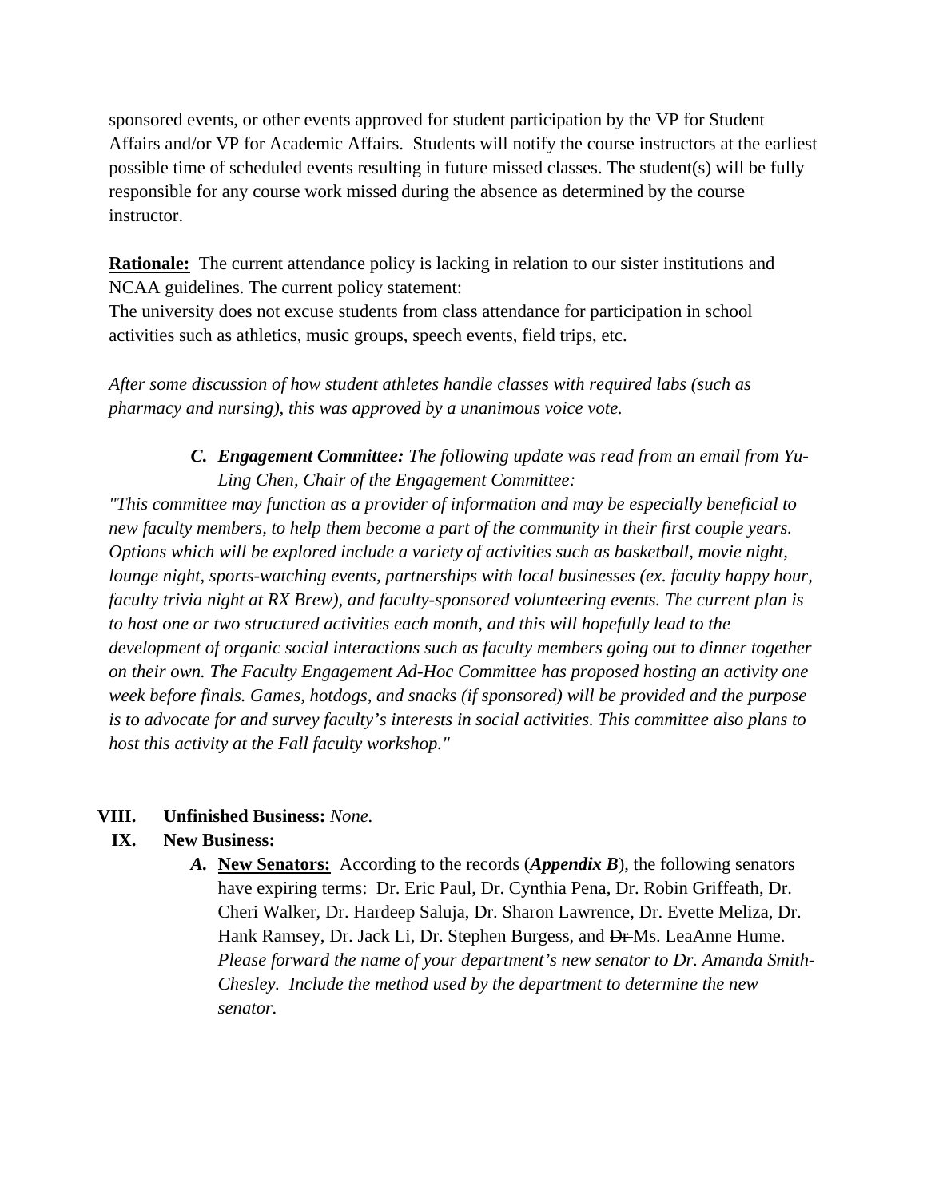sponsored events, or other events approved for student participation by the VP for Student Affairs and/or VP for Academic Affairs. Students will notify the course instructors at the earliest possible time of scheduled events resulting in future missed classes. The student(s) will be fully responsible for any course work missed during the absence as determined by the course instructor.

**Rationale:** The current attendance policy is lacking in relation to our sister institutions and NCAA guidelines. The current policy statement:
The university does not excuse students from class attendance for participation in school activities such as athletics, music groups, speech events, field trips, etc.

*After some discussion of how student athletes handle classes with required labs (such as pharmacy and nursing), this was approved by a unanimous voice vote.*

*C.* ***Engagement Committee:*** *The following update was read from an email from Yu-Ling Chen, Chair of the Engagement Committee:*

*"This committee may function as a provider of information and may be especially beneficial to new faculty members, to help them become a part of the community in their first couple years. Options which will be explored include a variety of activities such as basketball, movie night, lounge night, sports-watching events, partnerships with local businesses (ex. faculty happy hour, faculty trivia night at RX Brew), and faculty-sponsored volunteering events. The current plan is to host one or two structured activities each month, and this will hopefully lead to the development of organic social interactions such as faculty members going out to dinner together on their own. The Faculty Engagement Ad-Hoc Committee has proposed hosting an activity one week before finals. Games, hotdogs, and snacks (if sponsored) will be provided and the purpose is to advocate for and survey faculty's interests in social activities. This committee also plans to host this activity at the Fall faculty workshop."*

**VIII. Unfinished Business:** *None.*

**IX. New Business:**

*A.* **New Senators:** According to the records (***Appendix B***), the following senators have expiring terms: Dr. Eric Paul, Dr. Cynthia Pena, Dr. Robin Griffeath, Dr. Cheri Walker, Dr. Hardeep Saluja, Dr. Sharon Lawrence, Dr. Evette Meliza, Dr. Hank Ramsey, Dr. Jack Li, Dr. Stephen Burgess, and ~~Dr~~ Ms. LeaAnne Hume. *Please forward the name of your department's new senator to Dr. Amanda Smith-Chesley. Include the method used by the department to determine the new senator.*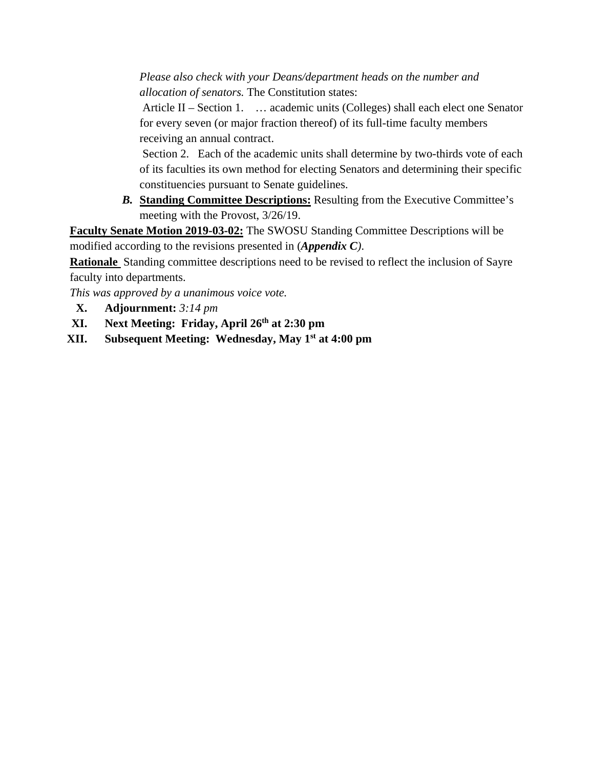*Please also check with your Deans/department heads on the number and allocation of senators.* The Constitution states:

Article II – Section 1. … academic units (Colleges) shall each elect one Senator for every seven (or major fraction thereof) of its full-time faculty members receiving an annual contract.

Section 2. Each of the academic units shall determine by two-thirds vote of each of its faculties its own method for electing Senators and determining their specific constituencies pursuant to Senate guidelines.

***B.*** **Standing Committee Descriptions:** Resulting from the Executive Committee's meeting with the Provost, 3/26/19.

**Faculty Senate Motion 2019-03-02:** The SWOSU Standing Committee Descriptions will be modified according to the revisions presented in (***Appendix C****)*.

**Rationale** Standing committee descriptions need to be revised to reflect the inclusion of Sayre faculty into departments.

*This was approved by a unanimous voice vote.*

X. **Adjournment:** *3:14 pm*

XI. **Next Meeting: Friday, April 26th at 2:30 pm**

XII. **Subsequent Meeting: Wednesday, May 1st at 4:00 pm**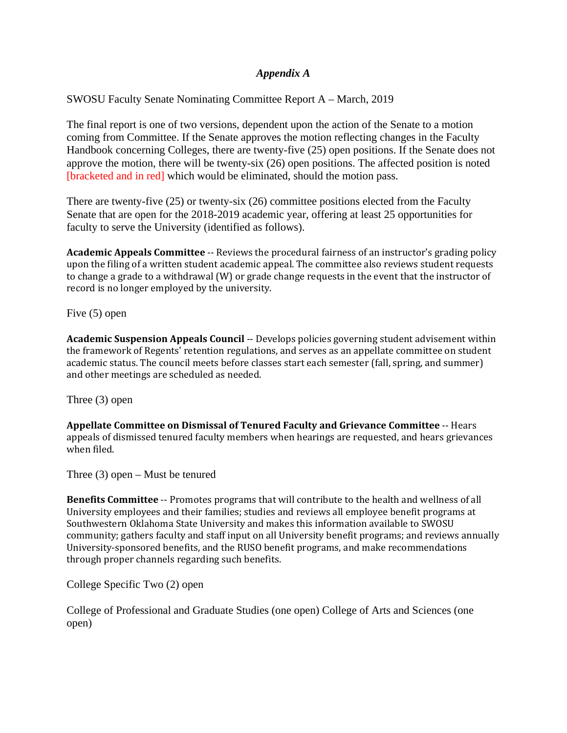## *Appendix A*

SWOSU Faculty Senate Nominating Committee Report A – March, 2019

The final report is one of two versions, dependent upon the action of the Senate to a motion coming from Committee. If the Senate approves the motion reflecting changes in the Faculty Handbook concerning Colleges, there are twenty-five (25) open positions. If the Senate does not approve the motion, there will be twenty-six (26) open positions. The affected position is noted [bracketed and in red] which would be eliminated, should the motion pass.

There are twenty-five (25) or twenty-six (26) committee positions elected from the Faculty Senate that are open for the 2018-2019 academic year, offering at least 25 opportunities for faculty to serve the University (identified as follows).

**Academic Appeals Committee** -- Reviews the procedural fairness of an instructor's grading policy upon the filing of a written student academic appeal. The committee also reviews student requests to change a grade to a withdrawal (W) or grade change requests in the event that the instructor of record is no longer employed by the university.

Five (5) open

**Academic Suspension Appeals Council** -- Develops policies governing student advisement within the framework of Regents' retention regulations, and serves as an appellate committee on student academic status. The council meets before classes start each semester (fall, spring, and summer) and other meetings are scheduled as needed.

Three (3) open

**Appellate Committee on Dismissal of Tenured Faculty and Grievance Committee** -- Hears appeals of dismissed tenured faculty members when hearings are requested, and hears grievances when filed.

Three (3) open – Must be tenured

**Benefits Committee** -- Promotes programs that will contribute to the health and wellness of all University employees and their families; studies and reviews all employee benefit programs at Southwestern Oklahoma State University and makes this information available to SWOSU community; gathers faculty and staff input on all University benefit programs; and reviews annually University-sponsored benefits, and the RUSO benefit programs, and make recommendations through proper channels regarding such benefits.

College Specific Two (2) open

College of Professional and Graduate Studies (one open) College of Arts and Sciences (one open)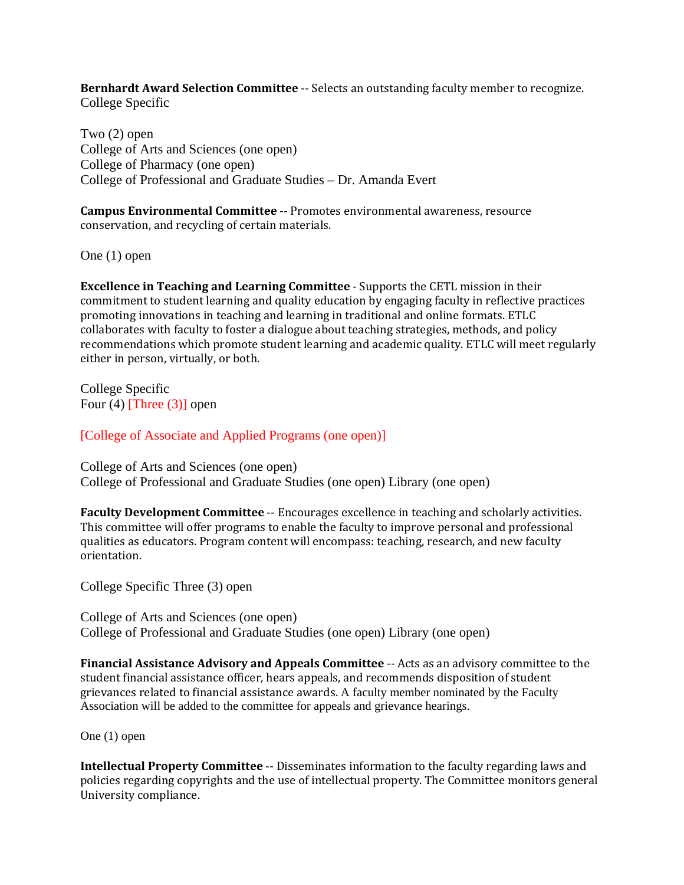**Bernhardt Award Selection Committee** -- Selects an outstanding faculty member to recognize. College Specific

Two (2) open
College of Arts and Sciences (one open)
College of Pharmacy (one open)
College of Professional and Graduate Studies – Dr. Amanda Evert

**Campus Environmental Committee** -- Promotes environmental awareness, resource conservation, and recycling of certain materials.

One (1) open

**Excellence in Teaching and Learning Committee** - Supports the CETL mission in their commitment to student learning and quality education by engaging faculty in reflective practices promoting innovations in teaching and learning in traditional and online formats. ETLC collaborates with faculty to foster a dialogue about teaching strategies, methods, and policy recommendations which promote student learning and academic quality. ETLC will meet regularly either in person, virtually, or both.

College Specific
Four (4) [Three (3)] open

[College of Associate and Applied Programs (one open)]

College of Arts and Sciences (one open)
College of Professional and Graduate Studies (one open) Library (one open)

**Faculty Development Committee** -- Encourages excellence in teaching and scholarly activities. This committee will offer programs to enable the faculty to improve personal and professional qualities as educators. Program content will encompass: teaching, research, and new faculty orientation.

College Specific Three (3) open

College of Arts and Sciences (one open)
College of Professional and Graduate Studies (one open) Library (one open)

**Financial Assistance Advisory and Appeals Committee** -- Acts as an advisory committee to the student financial assistance officer, hears appeals, and recommends disposition of student grievances related to financial assistance awards. A faculty member nominated by the Faculty Association will be added to the committee for appeals and grievance hearings.

One (1) open

**Intellectual Property Committee** -- Disseminates information to the faculty regarding laws and policies regarding copyrights and the use of intellectual property. The Committee monitors general University compliance.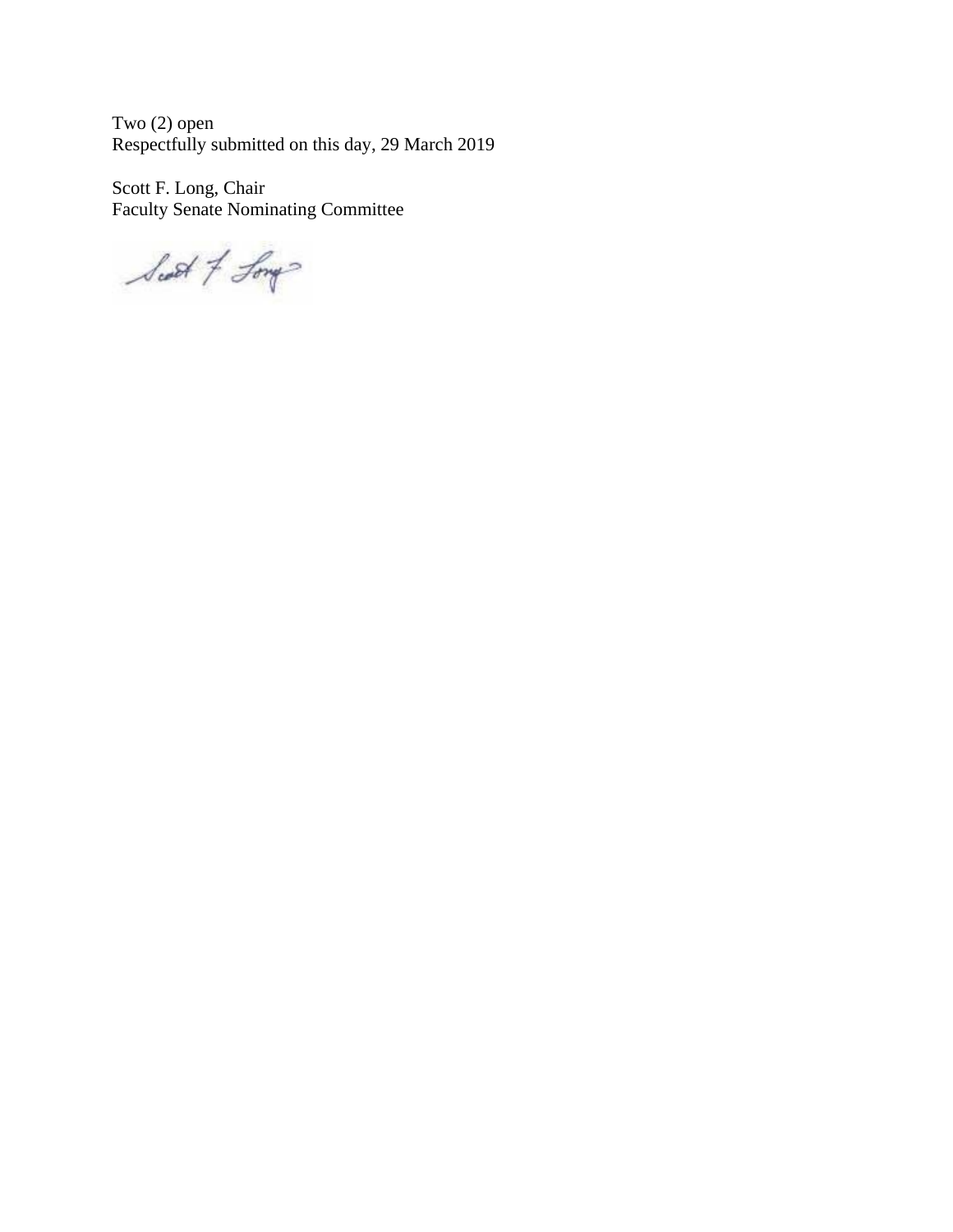Two (2) open
Respectfully submitted on this day, 29 March 2019

Scott F. Long, Chair
Faculty Senate Nominating Committee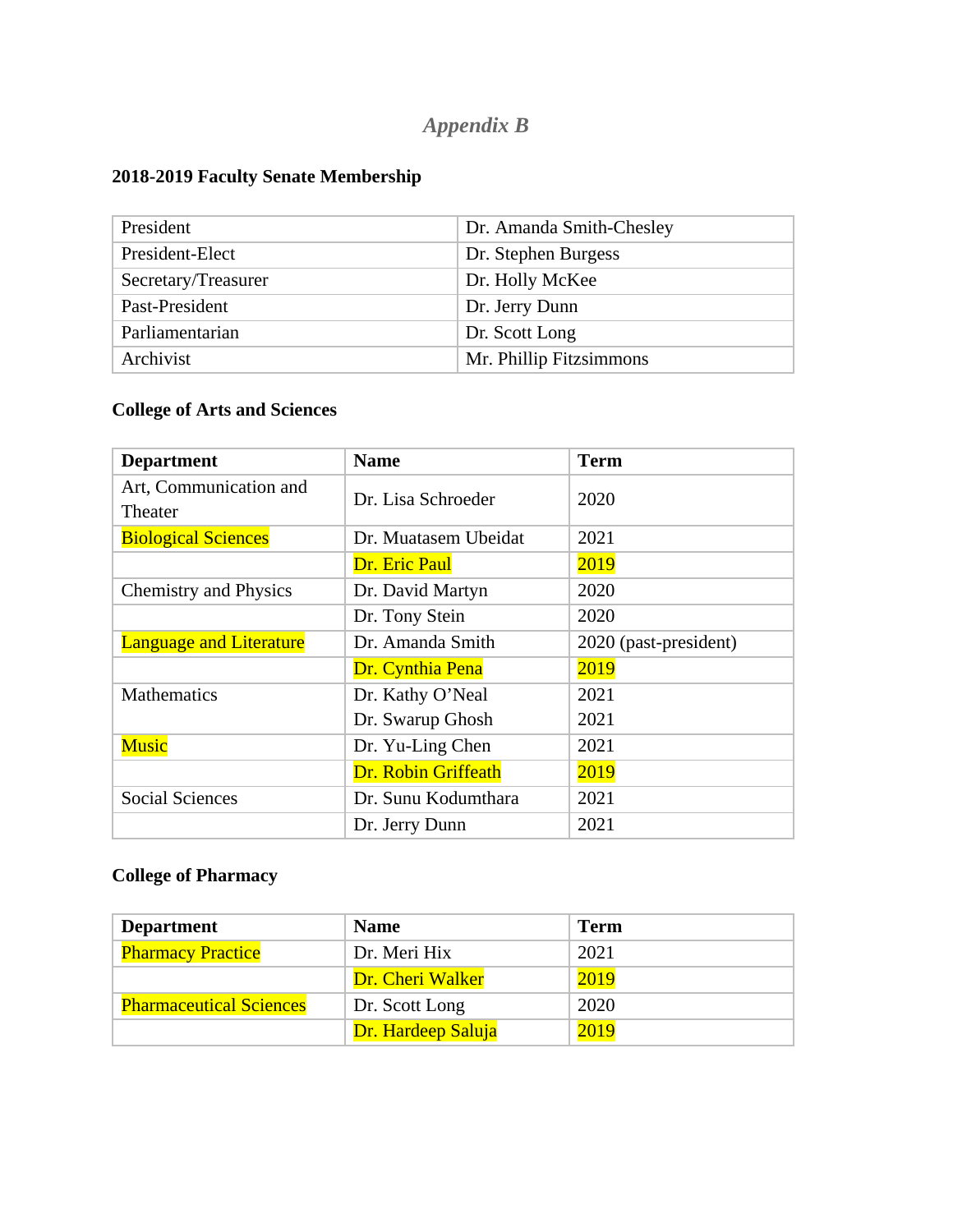*Appendix B*

**2018-2019 Faculty Senate Membership**

| | |
|---|---|
| President | Dr. Amanda Smith-Chesley |
| President-Elect | Dr. Stephen Burgess |
| Secretary/Treasurer | Dr. Holly McKee |
| Past-President | Dr. Jerry Dunn |
| Parliamentarian | Dr. Scott Long |
| Archivist | Mr. Phillip Fitzsimmons |

**College of Arts and Sciences**

| **Department** | **Name** | **Term** |
|---|---|---|
| Art, Communication and Theater | Dr. Lisa Schroeder | 2020 |
| Biological Sciences | Dr. Muatasem Ubeidat | 2021 |
| | Dr. Eric Paul | 2019 |
| Chemistry and Physics | Dr. David Martyn | 2020 |
| | Dr. Tony Stein | 2020 |
| Language and Literature | Dr. Amanda Smith | 2020 (past-president) |
| | Dr. Cynthia Pena | 2019 |
| Mathematics | Dr. Kathy O'Neal | 2021 |
| | Dr. Swarup Ghosh | 2021 |
| Music | Dr. Yu-Ling Chen | 2021 |
| | Dr. Robin Griffeath | 2019 |
| Social Sciences | Dr. Sunu Kodumthara | 2021 |
| | Dr. Jerry Dunn | 2021 |

**College of Pharmacy**

| **Department** | **Name** | **Term** |
|---|---|---|
| Pharmacy Practice | Dr. Meri Hix | 2021 |
| | Dr. Cheri Walker | 2019 |
| Pharmaceutical Sciences | Dr. Scott Long | 2020 |
| | Dr. Hardeep Saluja | 2019 |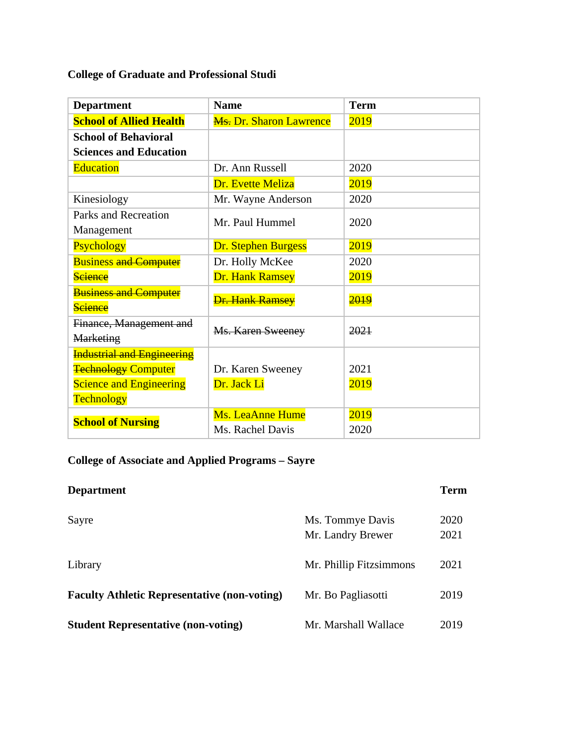**College of Graduate and Professional Studi**

| Department | Name | Term |
|---|---|---|
| **School of Allied Health** | ~~Ms.~~ Dr. Sharon Lawrence | 2019 |
| **School of Behavioral Sciences and Education** | | |
| Education | Dr. Ann Russell | 2020 |
| | Dr. Evette Meliza | 2019 |
| Kinesiology | Mr. Wayne Anderson | 2020 |
| Parks and Recreation Management | Mr. Paul Hummel | 2020 |
| Psychology | Dr. Stephen Burgess | 2019 |
| Business ~~and Computer Science~~ | Dr. Holly McKee<br>Dr. Hank Ramsey | 2020<br>2019 |
| ~~Business and Computer Science~~ | ~~Dr. Hank Ramsey~~ | ~~2019~~ |
| ~~Finance, Management and Marketing~~ | ~~Ms. Karen Sweeney~~ | ~~2021~~ |
| ~~Industrial and Engineering Technology~~ Computer Science and Engineering Technology | Dr. Karen Sweeney<br>Dr. Jack Li | 2021<br>2019 |
| **School of Nursing** | Ms. LeaAnne Hume<br>Ms. Rachel Davis | 2019<br>2020 |

**College of Associate and Applied Programs – Sayre**

| **Department** | | **Term** |
|---|---|---|
| Sayre | Ms. Tommye Davis<br>Mr. Landry Brewer | 2020<br>2021 |
| Library | Mr. Phillip Fitzsimmons | 2021 |
| **Faculty Athletic Representative (non-voting)** | Mr. Bo Pagliasotti | 2019 |
| **Student Representative (non-voting)** | Mr. Marshall Wallace | 2019 |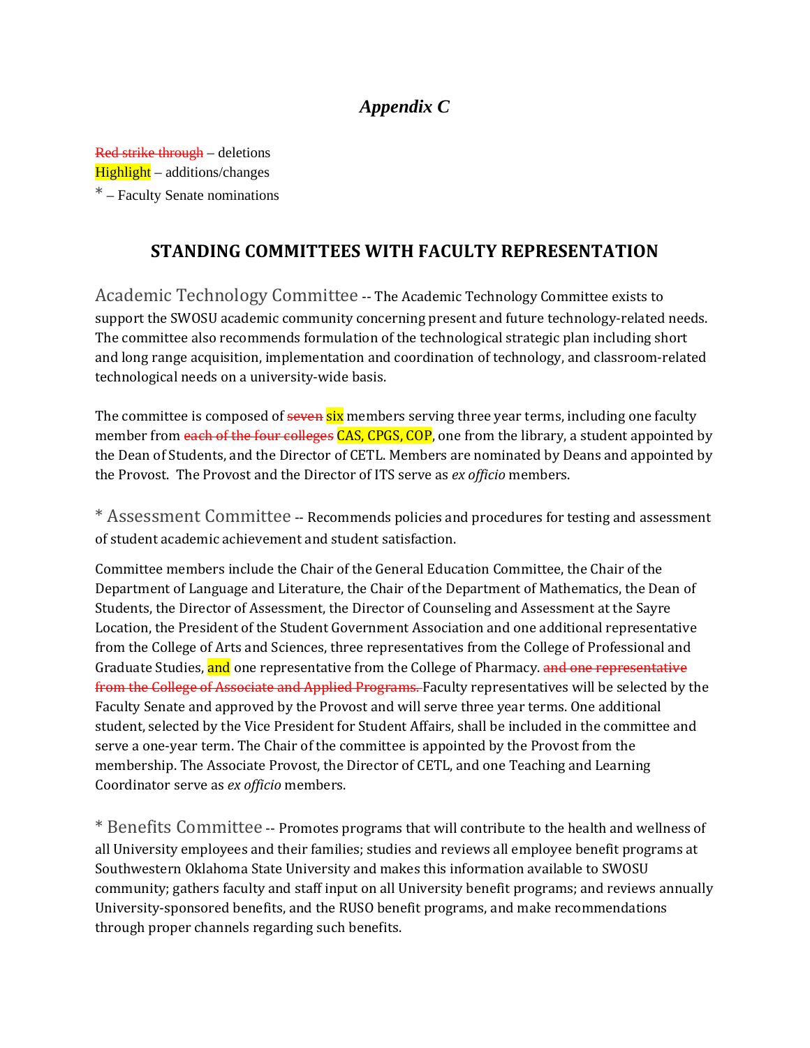# *Appendix C*

~~Red strike through~~ – deletions
==Highlight== – additions/changes
\* – Faculty Senate nominations

## STANDING COMMITTEES WITH FACULTY REPRESENTATION

Academic Technology Committee -- The Academic Technology Committee exists to support the SWOSU academic community concerning present and future technology-related needs. The committee also recommends formulation of the technological strategic plan including short and long range acquisition, implementation and coordination of technology, and classroom-related technological needs on a university-wide basis.

The committee is composed of ~~seven~~ ==six== members serving three year terms, including one faculty member from ~~each of the four colleges~~ ==CAS, CPGS, COP==, one from the library, a student appointed by the Dean of Students, and the Director of CETL. Members are nominated by Deans and appointed by the Provost. The Provost and the Director of ITS serve as *ex officio* members.

\* Assessment Committee -- Recommends policies and procedures for testing and assessment of student academic achievement and student satisfaction.

Committee members include the Chair of the General Education Committee, the Chair of the Department of Language and Literature, the Chair of the Department of Mathematics, the Dean of Students, the Director of Assessment, the Director of Counseling and Assessment at the Sayre Location, the President of the Student Government Association and one additional representative from the College of Arts and Sciences, three representatives from the College of Professional and Graduate Studies, ==and== one representative from the College of Pharmacy. ~~and one representative from the College of Associate and Applied Programs.~~ Faculty representatives will be selected by the Faculty Senate and approved by the Provost and will serve three year terms. One additional student, selected by the Vice President for Student Affairs, shall be included in the committee and serve a one-year term. The Chair of the committee is appointed by the Provost from the membership. The Associate Provost, the Director of CETL, and one Teaching and Learning Coordinator serve as *ex officio* members.

\* Benefits Committee -- Promotes programs that will contribute to the health and wellness of all University employees and their families; studies and reviews all employee benefit programs at Southwestern Oklahoma State University and makes this information available to SWOSU community; gathers faculty and staff input on all University benefit programs; and reviews annually University-sponsored benefits, and the RUSO benefit programs, and make recommendations through proper channels regarding such benefits.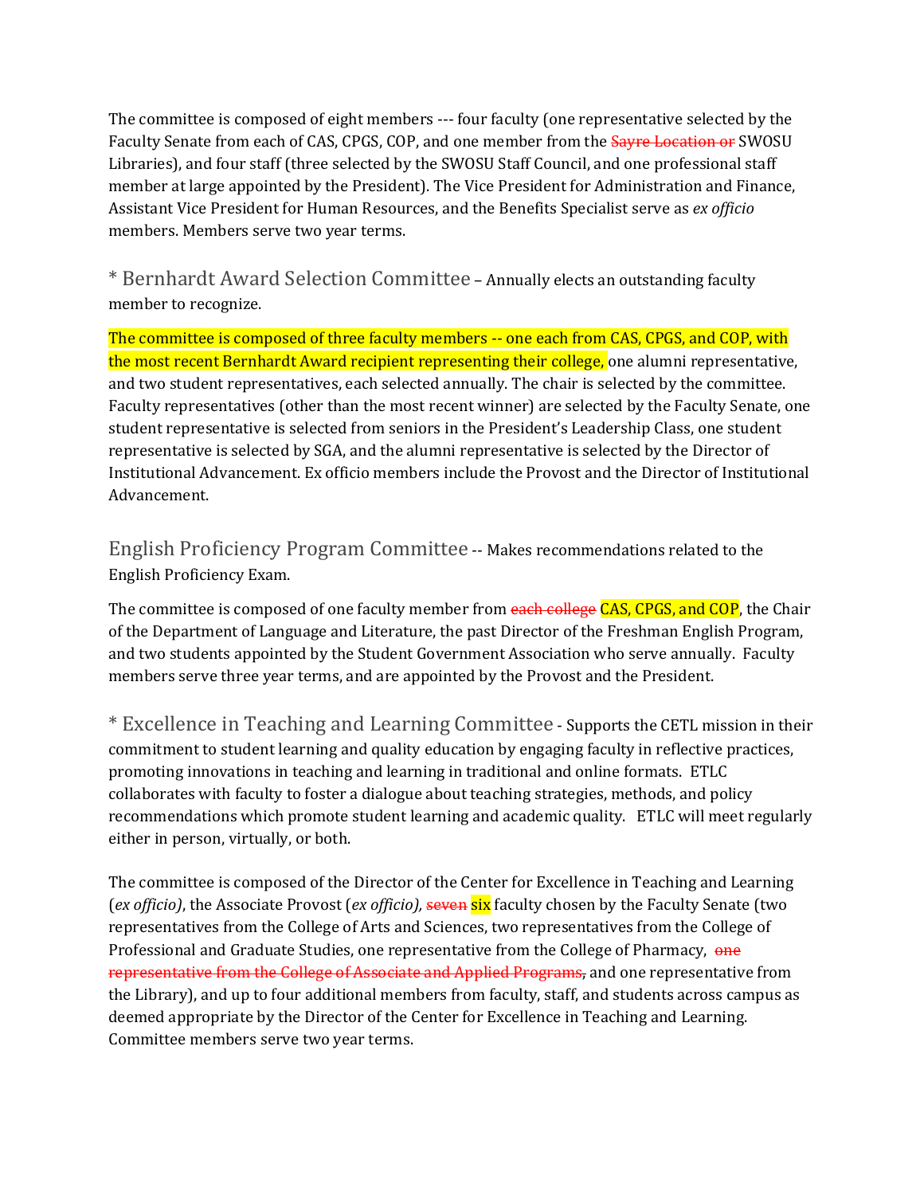The committee is composed of eight members --- four faculty (one representative selected by the Faculty Senate from each of CAS, CPGS, COP, and one member from the ~~Sayre Location or~~ SWOSU Libraries), and four staff (three selected by the SWOSU Staff Council, and one professional staff member at large appointed by the President). The Vice President for Administration and Finance, Assistant Vice President for Human Resources, and the Benefits Specialist serve as *ex officio* members. Members serve two year terms.

## * Bernhardt Award Selection Committee – Annually elects an outstanding faculty member to recognize.

The committee is composed of three faculty members -- one each from CAS, CPGS, and COP, with the most recent Bernhardt Award recipient representing their college, one alumni representative, and two student representatives, each selected annually. The chair is selected by the committee. Faculty representatives (other than the most recent winner) are selected by the Faculty Senate, one student representative is selected from seniors in the President's Leadership Class, one student representative is selected by SGA, and the alumni representative is selected by the Director of Institutional Advancement. Ex officio members include the Provost and the Director of Institutional Advancement.

## English Proficiency Program Committee -- Makes recommendations related to the English Proficiency Exam.

The committee is composed of one faculty member from ~~each college~~ CAS, CPGS, and COP, the Chair of the Department of Language and Literature, the past Director of the Freshman English Program, and two students appointed by the Student Government Association who serve annually. Faculty members serve three year terms, and are appointed by the Provost and the President.

## * Excellence in Teaching and Learning Committee - Supports the CETL mission in their commitment to student learning and quality education by engaging faculty in reflective practices, promoting innovations in teaching and learning in traditional and online formats. ETLC collaborates with faculty to foster a dialogue about teaching strategies, methods, and policy recommendations which promote student learning and academic quality. ETLC will meet regularly either in person, virtually, or both.

The committee is composed of the Director of the Center for Excellence in Teaching and Learning (*ex officio*), the Associate Provost (*ex officio),* ~~seven~~ six faculty chosen by the Faculty Senate (two representatives from the College of Arts and Sciences, two representatives from the College of Professional and Graduate Studies, one representative from the College of Pharmacy, ~~one representative from the College of Associate and Applied Programs,~~ and one representative from the Library), and up to four additional members from faculty, staff, and students across campus as deemed appropriate by the Director of the Center for Excellence in Teaching and Learning. Committee members serve two year terms.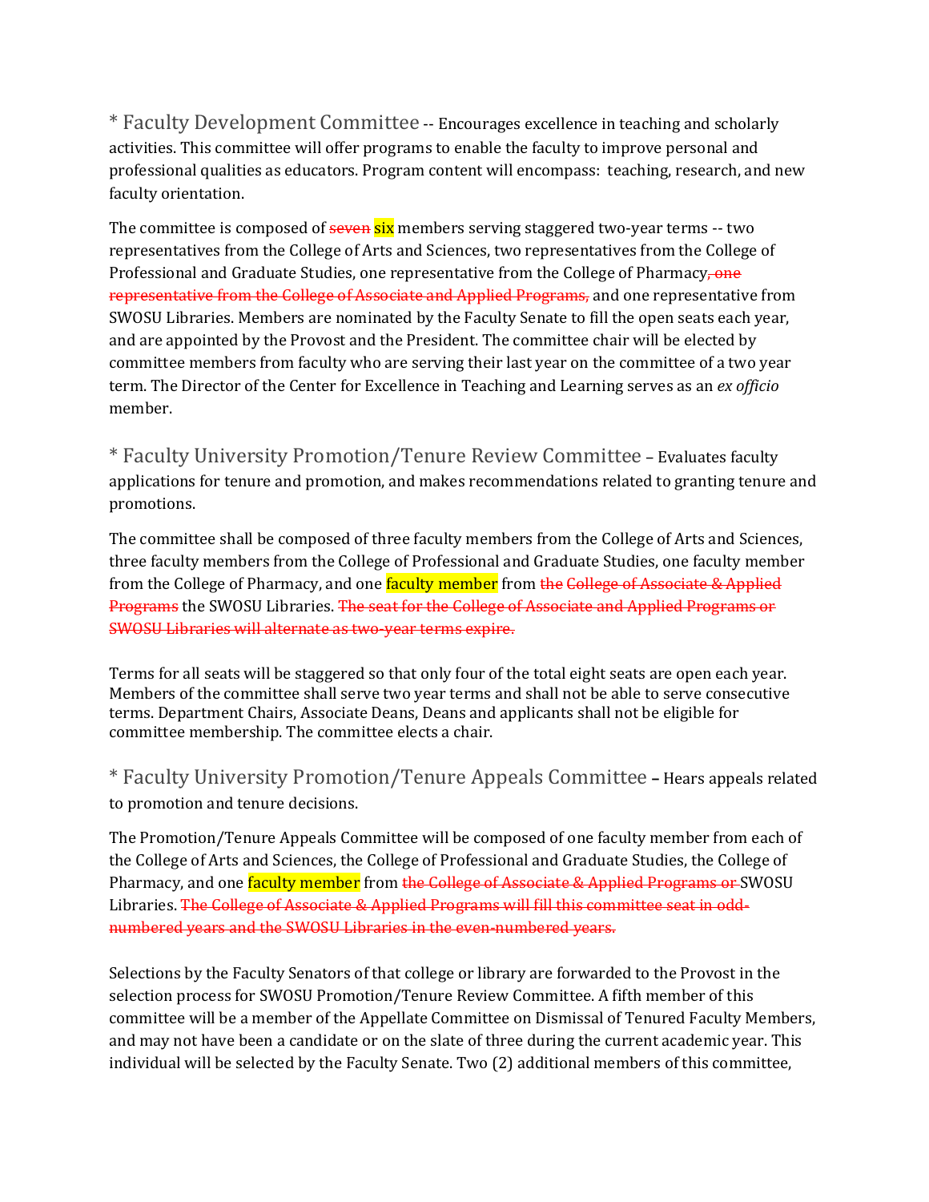* Faculty Development Committee -- Encourages excellence in teaching and scholarly activities. This committee will offer programs to enable the faculty to improve personal and professional qualities as educators. Program content will encompass: teaching, research, and new faculty orientation.

The committee is composed of ~~seven~~ six members serving staggered two-year terms -- two representatives from the College of Arts and Sciences, two representatives from the College of Professional and Graduate Studies, one representative from the College of Pharmacy~~, one representative from the College of Associate and Applied Programs,~~ and one representative from SWOSU Libraries. Members are nominated by the Faculty Senate to fill the open seats each year, and are appointed by the Provost and the President. The committee chair will be elected by committee members from faculty who are serving their last year on the committee of a two year term. The Director of the Center for Excellence in Teaching and Learning serves as an *ex officio* member.

* Faculty University Promotion/Tenure Review Committee – Evaluates faculty applications for tenure and promotion, and makes recommendations related to granting tenure and promotions.

The committee shall be composed of three faculty members from the College of Arts and Sciences, three faculty members from the College of Professional and Graduate Studies, one faculty member from the College of Pharmacy, and one faculty member from ~~the College of Associate & Applied Programs~~ the SWOSU Libraries. ~~The seat for the College of Associate and Applied Programs or SWOSU Libraries will alternate as two-year terms expire.~~

Terms for all seats will be staggered so that only four of the total eight seats are open each year. Members of the committee shall serve two year terms and shall not be able to serve consecutive terms. Department Chairs, Associate Deans, Deans and applicants shall not be eligible for committee membership. The committee elects a chair.

* Faculty University Promotion/Tenure Appeals Committee – Hears appeals related to promotion and tenure decisions.

The Promotion/Tenure Appeals Committee will be composed of one faculty member from each of the College of Arts and Sciences, the College of Professional and Graduate Studies, the College of Pharmacy, and one faculty member from ~~the College of Associate & Applied Programs or~~ SWOSU Libraries. ~~The College of Associate & Applied Programs will fill this committee seat in odd-numbered years and the SWOSU Libraries in the even-numbered years.~~

Selections by the Faculty Senators of that college or library are forwarded to the Provost in the selection process for SWOSU Promotion/Tenure Review Committee. A fifth member of this committee will be a member of the Appellate Committee on Dismissal of Tenured Faculty Members, and may not have been a candidate or on the slate of three during the current academic year. This individual will be selected by the Faculty Senate. Two (2) additional members of this committee,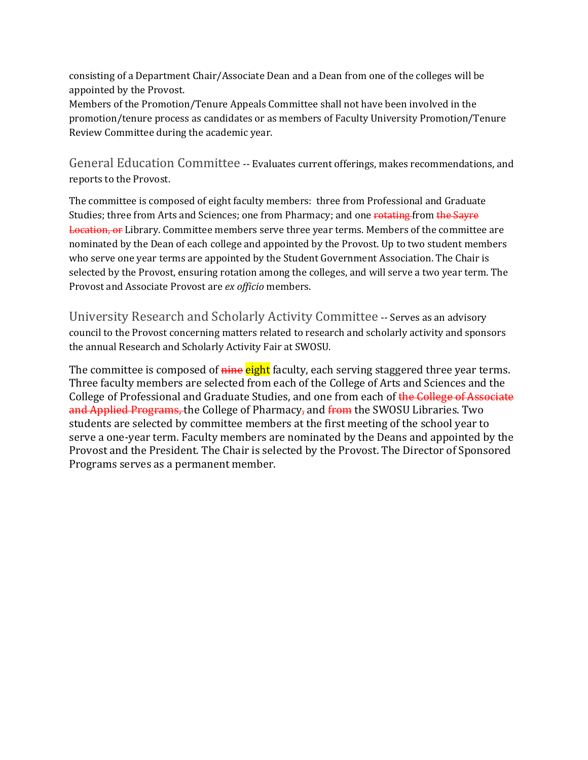consisting of a Department Chair/Associate Dean and a Dean from one of the colleges will be appointed by the Provost.
Members of the Promotion/Tenure Appeals Committee shall not have been involved in the promotion/tenure process as candidates or as members of Faculty University Promotion/Tenure Review Committee during the academic year.

**General Education Committee** -- Evaluates current offerings, makes recommendations, and reports to the Provost.

The committee is composed of eight faculty members: three from Professional and Graduate Studies; three from Arts and Sciences; one from Pharmacy; and one ~~rotating~~ from ~~the Sayre Location, or~~ Library. Committee members serve three year terms. Members of the committee are nominated by the Dean of each college and appointed by the Provost. Up to two student members who serve one year terms are appointed by the Student Government Association. The Chair is selected by the Provost, ensuring rotation among the colleges, and will serve a two year term. The Provost and Associate Provost are *ex officio* members.

**University Research and Scholarly Activity Committee** -- Serves as an advisory council to the Provost concerning matters related to research and scholarly activity and sponsors the annual Research and Scholarly Activity Fair at SWOSU.

The committee is composed of ~~nine~~ eight faculty, each serving staggered three year terms. Three faculty members are selected from each of the College of Arts and Sciences and the College of Professional and Graduate Studies, and one from each of ~~the College of Associate and Applied Programs,~~ the College of Pharmacy~~,~~ and ~~from~~ the SWOSU Libraries. Two students are selected by committee members at the first meeting of the school year to serve a one-year term. Faculty members are nominated by the Deans and appointed by the Provost and the President. The Chair is selected by the Provost. The Director of Sponsored Programs serves as a permanent member.